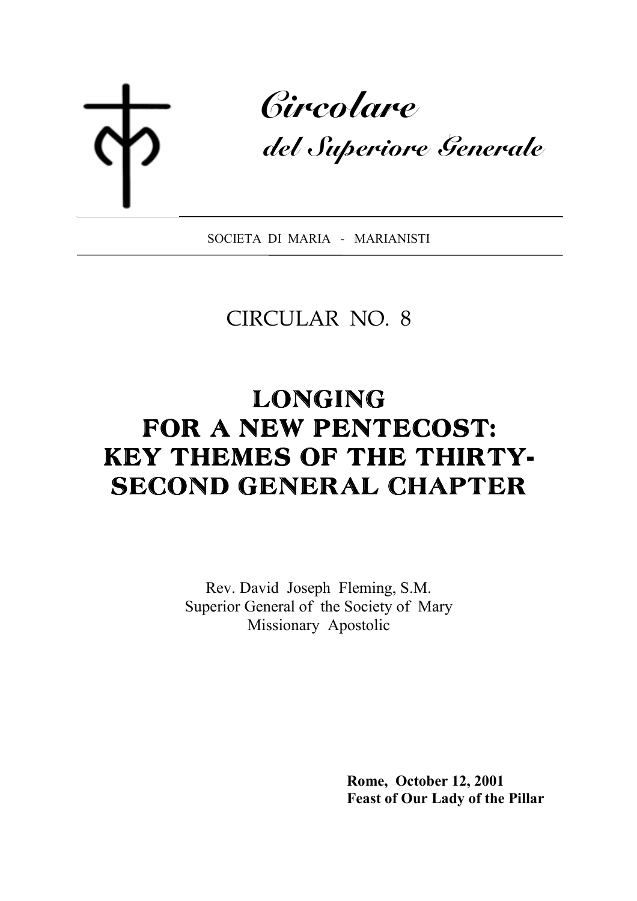# *Circolare*

## *del Superiore Generale*

SOCIETA DI MARIA - MARIANISTI

CIRCULAR NO. 8

# LONGING FOR A NEW PENTECOST: KEY THEMES OF THE THIRTY-SECOND GENERAL CHAPTER

Rev. David Joseph Fleming, S.M.
Superior General of the Society of Mary
Missionary Apostolic

**Rome, October 12, 2001**
**Feast of Our Lady of the Pillar**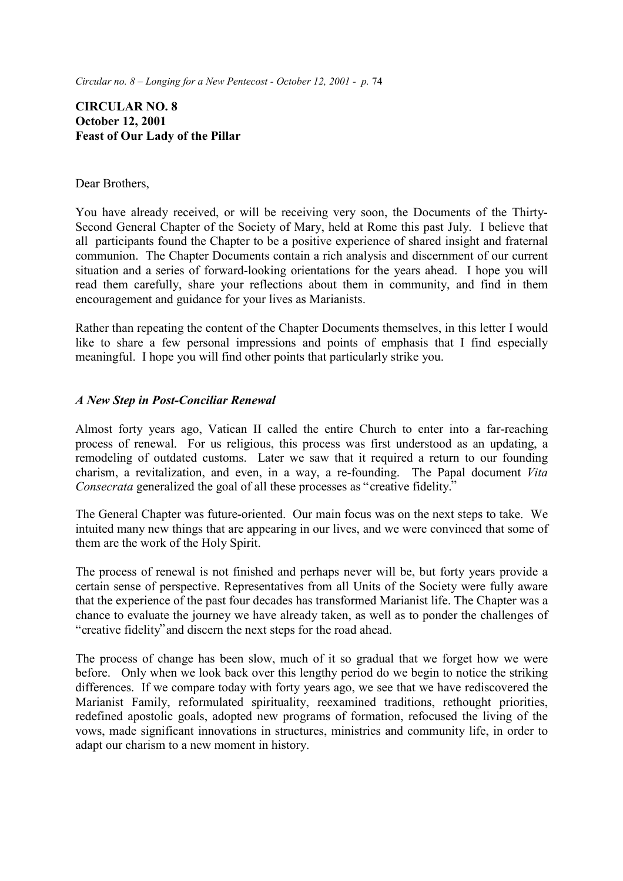**CIRCULAR NO. 8**
**October 12, 2001**
**Feast of Our Lady of the Pillar**

Dear Brothers,

You have already received, or will be receiving very soon, the Documents of the Thirty-Second General Chapter of the Society of Mary, held at Rome this past July. I believe that all participants found the Chapter to be a positive experience of shared insight and fraternal communion. The Chapter Documents contain a rich analysis and discernment of our current situation and a series of forward-looking orientations for the years ahead. I hope you will read them carefully, share your reflections about them in community, and find in them encouragement and guidance for your lives as Marianists.

Rather than repeating the content of the Chapter Documents themselves, in this letter I would like to share a few personal impressions and points of emphasis that I find especially meaningful. I hope you will find other points that particularly strike you.

### *A New Step in Post-Conciliar Renewal*

Almost forty years ago, Vatican II called the entire Church to enter into a far-reaching process of renewal. For us religious, this process was first understood as an updating, a remodeling of outdated customs. Later we saw that it required a return to our founding charism, a revitalization, and even, in a way, a re-founding. The Papal document *Vita Consecrata* generalized the goal of all these processes as "creative fidelity."

The General Chapter was future-oriented. Our main focus was on the next steps to take. We intuited many new things that are appearing in our lives, and we were convinced that some of them are the work of the Holy Spirit.

The process of renewal is not finished and perhaps never will be, but forty years provide a certain sense of perspective. Representatives from all Units of the Society were fully aware that the experience of the past four decades has transformed Marianist life. The Chapter was a chance to evaluate the journey we have already taken, as well as to ponder the challenges of "creative fidelity" and discern the next steps for the road ahead.

The process of change has been slow, much of it so gradual that we forget how we were before. Only when we look back over this lengthy period do we begin to notice the striking differences. If we compare today with forty years ago, we see that we have rediscovered the Marianist Family, reformulated spirituality, reexamined traditions, rethought priorities, redefined apostolic goals, adopted new programs of formation, refocused the living of the vows, made significant innovations in structures, ministries and community life, in order to adapt our charism to a new moment in history.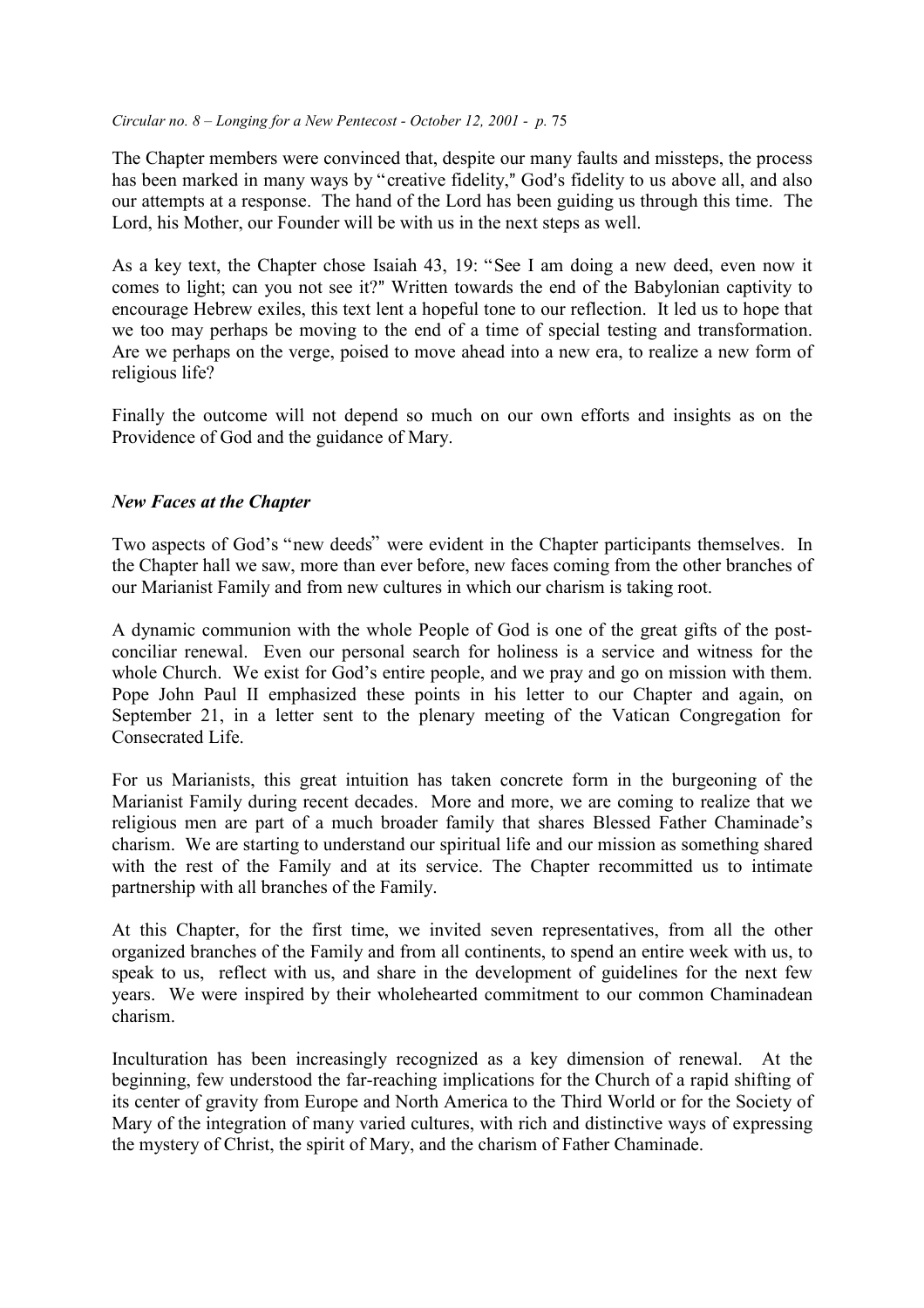The Chapter members were convinced that, despite our many faults and missteps, the process has been marked in many ways by "creative fidelity," God's fidelity to us above all, and also our attempts at a response. The hand of the Lord has been guiding us through this time. The Lord, his Mother, our Founder will be with us in the next steps as well.

As a key text, the Chapter chose Isaiah 43, 19: "See I am doing a new deed, even now it comes to light; can you not see it?" Written towards the end of the Babylonian captivity to encourage Hebrew exiles, this text lent a hopeful tone to our reflection. It led us to hope that we too may perhaps be moving to the end of a time of special testing and transformation. Are we perhaps on the verge, poised to move ahead into a new era, to realize a new form of religious life?

Finally the outcome will not depend so much on our own efforts and insights as on the Providence of God and the guidance of Mary.

### *New Faces at the Chapter*

Two aspects of God's "new deeds" were evident in the Chapter participants themselves. In the Chapter hall we saw, more than ever before, new faces coming from the other branches of our Marianist Family and from new cultures in which our charism is taking root.

A dynamic communion with the whole People of God is one of the great gifts of the post-conciliar renewal. Even our personal search for holiness is a service and witness for the whole Church. We exist for God's entire people, and we pray and go on mission with them. Pope John Paul II emphasized these points in his letter to our Chapter and again, on September 21, in a letter sent to the plenary meeting of the Vatican Congregation for Consecrated Life.

For us Marianists, this great intuition has taken concrete form in the burgeoning of the Marianist Family during recent decades. More and more, we are coming to realize that we religious men are part of a much broader family that shares Blessed Father Chaminade's charism. We are starting to understand our spiritual life and our mission as something shared with the rest of the Family and at its service. The Chapter recommitted us to intimate partnership with all branches of the Family.

At this Chapter, for the first time, we invited seven representatives, from all the other organized branches of the Family and from all continents, to spend an entire week with us, to speak to us, reflect with us, and share in the development of guidelines for the next few years. We were inspired by their wholehearted commitment to our common Chaminadean charism.

Inculturation has been increasingly recognized as a key dimension of renewal. At the beginning, few understood the far-reaching implications for the Church of a rapid shifting of its center of gravity from Europe and North America to the Third World or for the Society of Mary of the integration of many varied cultures, with rich and distinctive ways of expressing the mystery of Christ, the spirit of Mary, and the charism of Father Chaminade.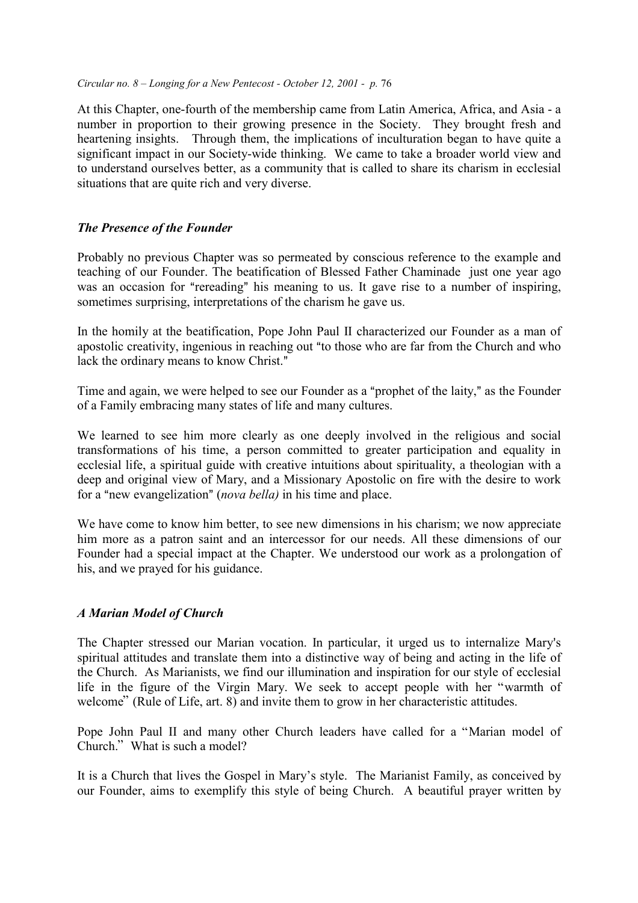At this Chapter, one-fourth of the membership came from Latin America, Africa, and Asia - a number in proportion to their growing presence in the Society. They brought fresh and heartening insights. Through them, the implications of inculturation began to have quite a significant impact in our Society-wide thinking. We came to take a broader world view and to understand ourselves better, as a community that is called to share its charism in ecclesial situations that are quite rich and very diverse.

### *The Presence of the Founder*

Probably no previous Chapter was so permeated by conscious reference to the example and teaching of our Founder. The beatification of Blessed Father Chaminade just one year ago was an occasion for "rereading" his meaning to us. It gave rise to a number of inspiring, sometimes surprising, interpretations of the charism he gave us.

In the homily at the beatification, Pope John Paul II characterized our Founder as a man of apostolic creativity, ingenious in reaching out "to those who are far from the Church and who lack the ordinary means to know Christ."

Time and again, we were helped to see our Founder as a "prophet of the laity," as the Founder of a Family embracing many states of life and many cultures.

We learned to see him more clearly as one deeply involved in the religious and social transformations of his time, a person committed to greater participation and equality in ecclesial life, a spiritual guide with creative intuitions about spirituality, a theologian with a deep and original view of Mary, and a Missionary Apostolic on fire with the desire to work for a "new evangelization" (*nova bella)* in his time and place.

We have come to know him better, to see new dimensions in his charism; we now appreciate him more as a patron saint and an intercessor for our needs. All these dimensions of our Founder had a special impact at the Chapter. We understood our work as a prolongation of his, and we prayed for his guidance.

### *A Marian Model of Church*

The Chapter stressed our Marian vocation. In particular, it urged us to internalize Mary's spiritual attitudes and translate them into a distinctive way of being and acting in the life of the Church. As Marianists, we find our illumination and inspiration for our style of ecclesial life in the figure of the Virgin Mary. We seek to accept people with her "warmth of welcome" (Rule of Life, art. 8) and invite them to grow in her characteristic attitudes.

Pope John Paul II and many other Church leaders have called for a "Marian model of Church." What is such a model?

It is a Church that lives the Gospel in Mary's style. The Marianist Family, as conceived by our Founder, aims to exemplify this style of being Church. A beautiful prayer written by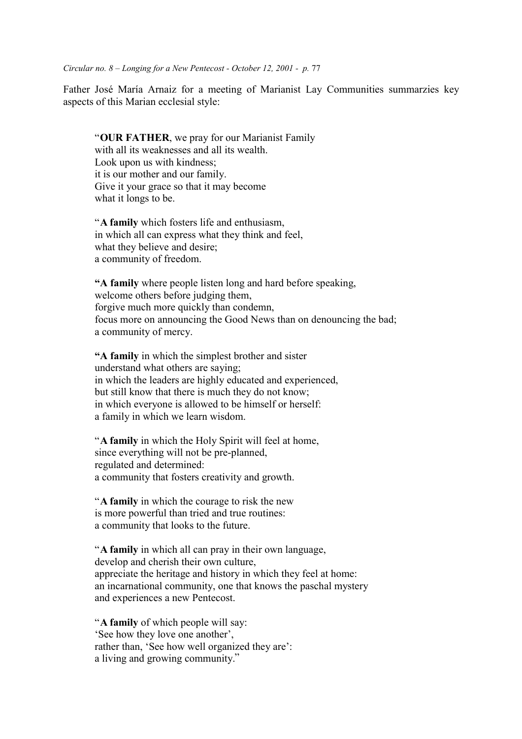Father José María Arnaiz for a meeting of Marianist Lay Communities summarzies key aspects of this Marian ecclesial style:

> "**OUR FATHER**, we pray for our Marianist Family
> with all its weaknesses and all its wealth.
> Look upon us with kindness;
> it is our mother and our family.
> Give it your grace so that it may become
> what it longs to be.
>
> "**A family** which fosters life and enthusiasm,
> in which all can express what they think and feel,
> what they believe and desire;
> a community of freedom.
>
> **"A family** where people listen long and hard before speaking,
> welcome others before judging them,
> forgive much more quickly than condemn,
> focus more on announcing the Good News than on denouncing the bad;
> a community of mercy.
>
> **"A family** in which the simplest brother and sister
> understand what others are saying;
> in which the leaders are highly educated and experienced,
> but still know that there is much they do not know;
> in which everyone is allowed to be himself or herself:
> a family in which we learn wisdom.
>
> "**A family** in which the Holy Spirit will feel at home,
> since everything will not be pre-planned,
> regulated and determined:
> a community that fosters creativity and growth.
>
> "**A family** in which the courage to risk the new
> is more powerful than tried and true routines:
> a community that looks to the future.
>
> "**A family** in which all can pray in their own language,
> develop and cherish their own culture,
> appreciate the heritage and history in which they feel at home:
> an incarnational community, one that knows the paschal mystery
> and experiences a new Pentecost.
>
> "**A family** of which people will say:
> 'See how they love one another',
> rather than, 'See how well organized they are':
> a living and growing community."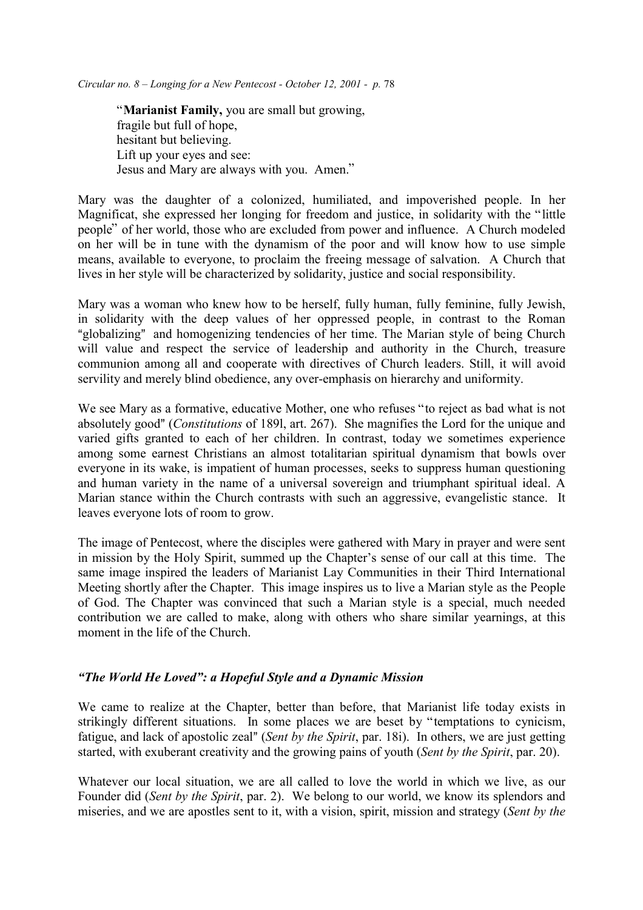"**Marianist Family,** you are small but growing,
fragile but full of hope,
hesitant but believing.
Lift up your eyes and see:
Jesus and Mary are always with you. Amen."

Mary was the daughter of a colonized, humiliated, and impoverished people. In her Magnificat, she expressed her longing for freedom and justice, in solidarity with the "little people" of her world, those who are excluded from power and influence. A Church modeled on her will be in tune with the dynamism of the poor and will know how to use simple means, available to everyone, to proclaim the freeing message of salvation. A Church that lives in her style will be characterized by solidarity, justice and social responsibility.

Mary was a woman who knew how to be herself, fully human, fully feminine, fully Jewish, in solidarity with the deep values of her oppressed people, in contrast to the Roman "globalizing" and homogenizing tendencies of her time. The Marian style of being Church will value and respect the service of leadership and authority in the Church, treasure communion among all and cooperate with directives of Church leaders. Still, it will avoid servility and merely blind obedience, any over-emphasis on hierarchy and uniformity.

We see Mary as a formative, educative Mother, one who refuses "to reject as bad what is not absolutely good" (*Constitutions* of 189l, art. 267). She magnifies the Lord for the unique and varied gifts granted to each of her children. In contrast, today we sometimes experience among some earnest Christians an almost totalitarian spiritual dynamism that bowls over everyone in its wake, is impatient of human processes, seeks to suppress human questioning and human variety in the name of a universal sovereign and triumphant spiritual ideal. A Marian stance within the Church contrasts with such an aggressive, evangelistic stance. It leaves everyone lots of room to grow.

The image of Pentecost, where the disciples were gathered with Mary in prayer and were sent in mission by the Holy Spirit, summed up the Chapter's sense of our call at this time. The same image inspired the leaders of Marianist Lay Communities in their Third International Meeting shortly after the Chapter. This image inspires us to live a Marian style as the People of God. The Chapter was convinced that such a Marian style is a special, much needed contribution we are called to make, along with others who share similar yearnings, at this moment in the life of the Church.

### *"The World He Loved": a Hopeful Style and a Dynamic Mission*

We came to realize at the Chapter, better than before, that Marianist life today exists in strikingly different situations. In some places we are beset by "temptations to cynicism, fatigue, and lack of apostolic zeal" (*Sent by the Spirit*, par. 18i). In others, we are just getting started, with exuberant creativity and the growing pains of youth (*Sent by the Spirit*, par. 20).

Whatever our local situation, we are all called to love the world in which we live, as our Founder did (*Sent by the Spirit*, par. 2). We belong to our world, we know its splendors and miseries, and we are apostles sent to it, with a vision, spirit, mission and strategy (*Sent by the*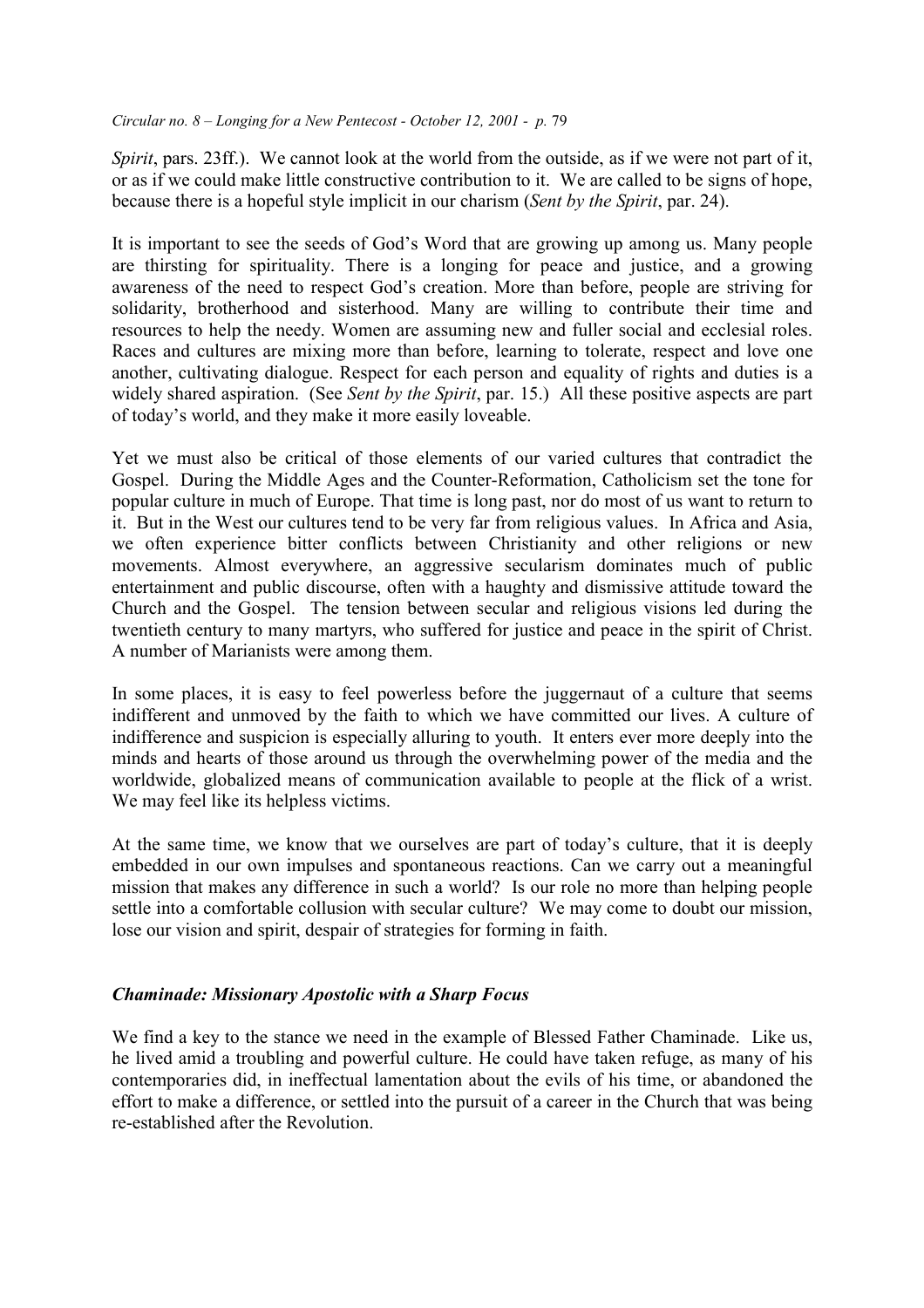*Spirit*, pars. 23ff.). We cannot look at the world from the outside, as if we were not part of it, or as if we could make little constructive contribution to it. We are called to be signs of hope, because there is a hopeful style implicit in our charism (*Sent by the Spirit*, par. 24).

It is important to see the seeds of God's Word that are growing up among us. Many people are thirsting for spirituality. There is a longing for peace and justice, and a growing awareness of the need to respect God's creation. More than before, people are striving for solidarity, brotherhood and sisterhood. Many are willing to contribute their time and resources to help the needy. Women are assuming new and fuller social and ecclesial roles. Races and cultures are mixing more than before, learning to tolerate, respect and love one another, cultivating dialogue. Respect for each person and equality of rights and duties is a widely shared aspiration. (See *Sent by the Spirit*, par. 15.) All these positive aspects are part of today's world, and they make it more easily loveable.

Yet we must also be critical of those elements of our varied cultures that contradict the Gospel. During the Middle Ages and the Counter-Reformation, Catholicism set the tone for popular culture in much of Europe. That time is long past, nor do most of us want to return to it. But in the West our cultures tend to be very far from religious values. In Africa and Asia, we often experience bitter conflicts between Christianity and other religions or new movements. Almost everywhere, an aggressive secularism dominates much of public entertainment and public discourse, often with a haughty and dismissive attitude toward the Church and the Gospel. The tension between secular and religious visions led during the twentieth century to many martyrs, who suffered for justice and peace in the spirit of Christ. A number of Marianists were among them.

In some places, it is easy to feel powerless before the juggernaut of a culture that seems indifferent and unmoved by the faith to which we have committed our lives. A culture of indifference and suspicion is especially alluring to youth. It enters ever more deeply into the minds and hearts of those around us through the overwhelming power of the media and the worldwide, globalized means of communication available to people at the flick of a wrist. We may feel like its helpless victims.

At the same time, we know that we ourselves are part of today's culture, that it is deeply embedded in our own impulses and spontaneous reactions. Can we carry out a meaningful mission that makes any difference in such a world? Is our role no more than helping people settle into a comfortable collusion with secular culture? We may come to doubt our mission, lose our vision and spirit, despair of strategies for forming in faith.

### *Chaminade: Missionary Apostolic with a Sharp Focus*

We find a key to the stance we need in the example of Blessed Father Chaminade. Like us, he lived amid a troubling and powerful culture. He could have taken refuge, as many of his contemporaries did, in ineffectual lamentation about the evils of his time, or abandoned the effort to make a difference, or settled into the pursuit of a career in the Church that was being re-established after the Revolution.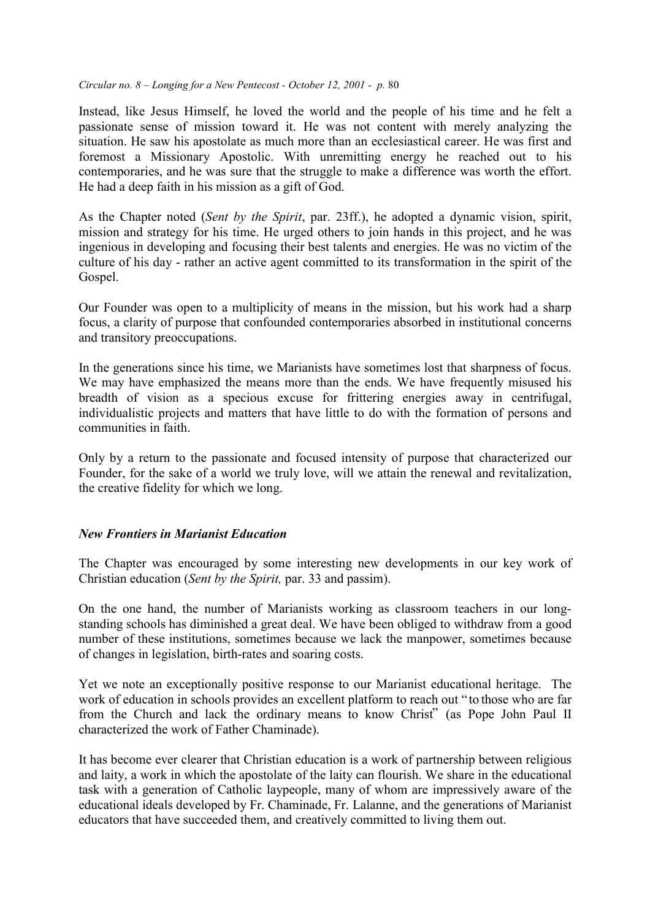Instead, like Jesus Himself, he loved the world and the people of his time and he felt a passionate sense of mission toward it. He was not content with merely analyzing the situation. He saw his apostolate as much more than an ecclesiastical career. He was first and foremost a Missionary Apostolic. With unremitting energy he reached out to his contemporaries, and he was sure that the struggle to make a difference was worth the effort. He had a deep faith in his mission as a gift of God.

As the Chapter noted (*Sent by the Spirit*, par. 23ff.), he adopted a dynamic vision, spirit, mission and strategy for his time. He urged others to join hands in this project, and he was ingenious in developing and focusing their best talents and energies. He was no victim of the culture of his day - rather an active agent committed to its transformation in the spirit of the Gospel.

Our Founder was open to a multiplicity of means in the mission, but his work had a sharp focus, a clarity of purpose that confounded contemporaries absorbed in institutional concerns and transitory preoccupations.

In the generations since his time, we Marianists have sometimes lost that sharpness of focus. We may have emphasized the means more than the ends. We have frequently misused his breadth of vision as a specious excuse for frittering energies away in centrifugal, individualistic projects and matters that have little to do with the formation of persons and communities in faith.

Only by a return to the passionate and focused intensity of purpose that characterized our Founder, for the sake of a world we truly love, will we attain the renewal and revitalization, the creative fidelity for which we long.

### *New Frontiers in Marianist Education*

The Chapter was encouraged by some interesting new developments in our key work of Christian education (*Sent by the Spirit,* par. 33 and passim).

On the one hand, the number of Marianists working as classroom teachers in our long-standing schools has diminished a great deal. We have been obliged to withdraw from a good number of these institutions, sometimes because we lack the manpower, sometimes because of changes in legislation, birth-rates and soaring costs.

Yet we note an exceptionally positive response to our Marianist educational heritage. The work of education in schools provides an excellent platform to reach out "to those who are far from the Church and lack the ordinary means to know Christ" (as Pope John Paul II characterized the work of Father Chaminade).

It has become ever clearer that Christian education is a work of partnership between religious and laity, a work in which the apostolate of the laity can flourish. We share in the educational task with a generation of Catholic laypeople, many of whom are impressively aware of the educational ideals developed by Fr. Chaminade, Fr. Lalanne, and the generations of Marianist educators that have succeeded them, and creatively committed to living them out.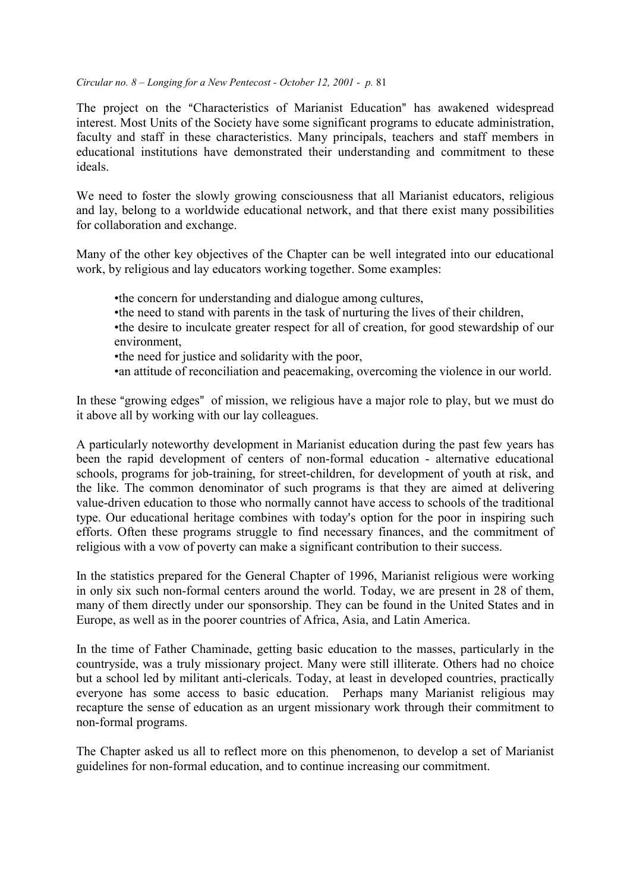The project on the "Characteristics of Marianist Education" has awakened widespread interest. Most Units of the Society have some significant programs to educate administration, faculty and staff in these characteristics. Many principals, teachers and staff members in educational institutions have demonstrated their understanding and commitment to these ideals.

We need to foster the slowly growing consciousness that all Marianist educators, religious and lay, belong to a worldwide educational network, and that there exist many possibilities for collaboration and exchange.

Many of the other key objectives of the Chapter can be well integrated into our educational work, by religious and lay educators working together. Some examples:

- the concern for understanding and dialogue among cultures,
- the need to stand with parents in the task of nurturing the lives of their children,
- the desire to inculcate greater respect for all of creation, for good stewardship of our environment,
- the need for justice and solidarity with the poor,
- an attitude of reconciliation and peacemaking, overcoming the violence in our world.

In these "growing edges" of mission, we religious have a major role to play, but we must do it above all by working with our lay colleagues.

A particularly noteworthy development in Marianist education during the past few years has been the rapid development of centers of non-formal education - alternative educational schools, programs for job-training, for street-children, for development of youth at risk, and the like. The common denominator of such programs is that they are aimed at delivering value-driven education to those who normally cannot have access to schools of the traditional type. Our educational heritage combines with today's option for the poor in inspiring such efforts. Often these programs struggle to find necessary finances, and the commitment of religious with a vow of poverty can make a significant contribution to their success.

In the statistics prepared for the General Chapter of 1996, Marianist religious were working in only six such non-formal centers around the world. Today, we are present in 28 of them, many of them directly under our sponsorship. They can be found in the United States and in Europe, as well as in the poorer countries of Africa, Asia, and Latin America.

In the time of Father Chaminade, getting basic education to the masses, particularly in the countryside, was a truly missionary project. Many were still illiterate. Others had no choice but a school led by militant anti-clericals. Today, at least in developed countries, practically everyone has some access to basic education. Perhaps many Marianist religious may recapture the sense of education as an urgent missionary work through their commitment to non-formal programs.

The Chapter asked us all to reflect more on this phenomenon, to develop a set of Marianist guidelines for non-formal education, and to continue increasing our commitment.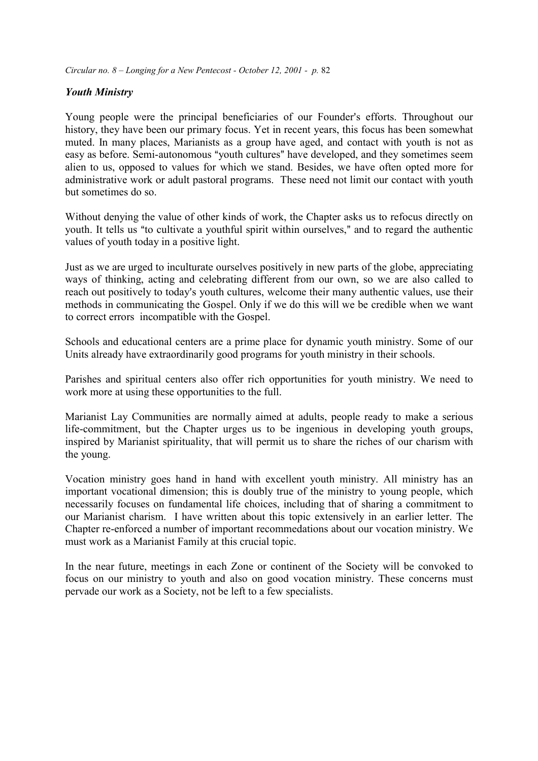### *Youth Ministry*

Young people were the principal beneficiaries of our Founder's efforts. Throughout our history, they have been our primary focus. Yet in recent years, this focus has been somewhat muted. In many places, Marianists as a group have aged, and contact with youth is not as easy as before. Semi-autonomous "youth cultures" have developed, and they sometimes seem alien to us, opposed to values for which we stand. Besides, we have often opted more for administrative work or adult pastoral programs. These need not limit our contact with youth but sometimes do so.

Without denying the value of other kinds of work, the Chapter asks us to refocus directly on youth. It tells us "to cultivate a youthful spirit within ourselves," and to regard the authentic values of youth today in a positive light.

Just as we are urged to inculturate ourselves positively in new parts of the globe, appreciating ways of thinking, acting and celebrating different from our own, so we are also called to reach out positively to today's youth cultures, welcome their many authentic values, use their methods in communicating the Gospel. Only if we do this will we be credible when we want to correct errors incompatible with the Gospel.

Schools and educational centers are a prime place for dynamic youth ministry. Some of our Units already have extraordinarily good programs for youth ministry in their schools.

Parishes and spiritual centers also offer rich opportunities for youth ministry. We need to work more at using these opportunities to the full.

Marianist Lay Communities are normally aimed at adults, people ready to make a serious life-commitment, but the Chapter urges us to be ingenious in developing youth groups, inspired by Marianist spirituality, that will permit us to share the riches of our charism with the young.

Vocation ministry goes hand in hand with excellent youth ministry. All ministry has an important vocational dimension; this is doubly true of the ministry to young people, which necessarily focuses on fundamental life choices, including that of sharing a commitment to our Marianist charism. I have written about this topic extensively in an earlier letter. The Chapter re-enforced a number of important recommedations about our vocation ministry. We must work as a Marianist Family at this crucial topic.

In the near future, meetings in each Zone or continent of the Society will be convoked to focus on our ministry to youth and also on good vocation ministry. These concerns must pervade our work as a Society, not be left to a few specialists.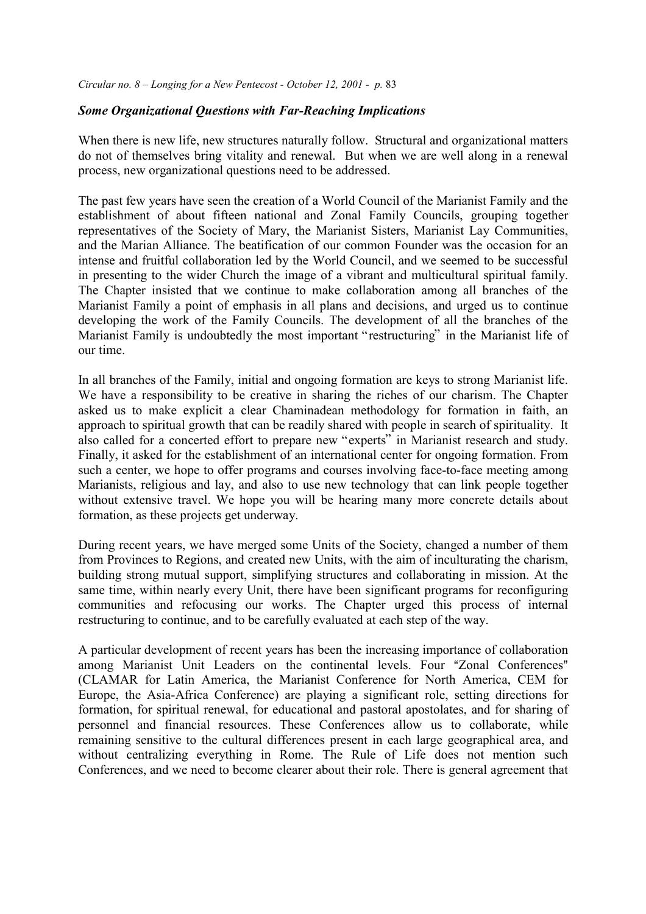### *Some Organizational Questions with Far-Reaching Implications*

When there is new life, new structures naturally follow. Structural and organizational matters do not of themselves bring vitality and renewal. But when we are well along in a renewal process, new organizational questions need to be addressed.

The past few years have seen the creation of a World Council of the Marianist Family and the establishment of about fifteen national and Zonal Family Councils, grouping together representatives of the Society of Mary, the Marianist Sisters, Marianist Lay Communities, and the Marian Alliance. The beatification of our common Founder was the occasion for an intense and fruitful collaboration led by the World Council, and we seemed to be successful in presenting to the wider Church the image of a vibrant and multicultural spiritual family. The Chapter insisted that we continue to make collaboration among all branches of the Marianist Family a point of emphasis in all plans and decisions, and urged us to continue developing the work of the Family Councils. The development of all the branches of the Marianist Family is undoubtedly the most important "restructuring" in the Marianist life of our time.

In all branches of the Family, initial and ongoing formation are keys to strong Marianist life. We have a responsibility to be creative in sharing the riches of our charism. The Chapter asked us to make explicit a clear Chaminadean methodology for formation in faith, an approach to spiritual growth that can be readily shared with people in search of spirituality. It also called for a concerted effort to prepare new "experts" in Marianist research and study. Finally, it asked for the establishment of an international center for ongoing formation. From such a center, we hope to offer programs and courses involving face-to-face meeting among Marianists, religious and lay, and also to use new technology that can link people together without extensive travel. We hope you will be hearing many more concrete details about formation, as these projects get underway.

During recent years, we have merged some Units of the Society, changed a number of them from Provinces to Regions, and created new Units, with the aim of inculturating the charism, building strong mutual support, simplifying structures and collaborating in mission. At the same time, within nearly every Unit, there have been significant programs for reconfiguring communities and refocusing our works. The Chapter urged this process of internal restructuring to continue, and to be carefully evaluated at each step of the way.

A particular development of recent years has been the increasing importance of collaboration among Marianist Unit Leaders on the continental levels. Four "Zonal Conferences" (CLAMAR for Latin America, the Marianist Conference for North America, CEM for Europe, the Asia-Africa Conference) are playing a significant role, setting directions for formation, for spiritual renewal, for educational and pastoral apostolates, and for sharing of personnel and financial resources. These Conferences allow us to collaborate, while remaining sensitive to the cultural differences present in each large geographical area, and without centralizing everything in Rome. The Rule of Life does not mention such Conferences, and we need to become clearer about their role. There is general agreement that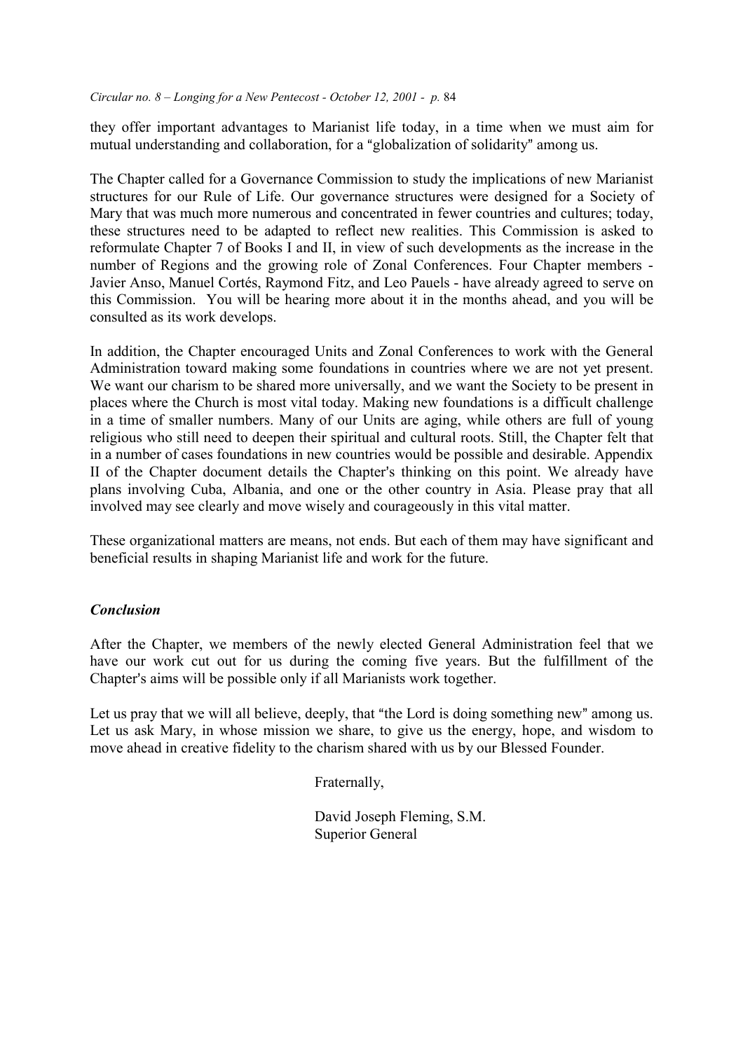they offer important advantages to Marianist life today, in a time when we must aim for mutual understanding and collaboration, for a "globalization of solidarity" among us.

The Chapter called for a Governance Commission to study the implications of new Marianist structures for our Rule of Life. Our governance structures were designed for a Society of Mary that was much more numerous and concentrated in fewer countries and cultures; today, these structures need to be adapted to reflect new realities. This Commission is asked to reformulate Chapter 7 of Books I and II, in view of such developments as the increase in the number of Regions and the growing role of Zonal Conferences. Four Chapter members - Javier Anso, Manuel Cortés, Raymond Fitz, and Leo Pauels - have already agreed to serve on this Commission. You will be hearing more about it in the months ahead, and you will be consulted as its work develops.

In addition, the Chapter encouraged Units and Zonal Conferences to work with the General Administration toward making some foundations in countries where we are not yet present. We want our charism to be shared more universally, and we want the Society to be present in places where the Church is most vital today. Making new foundations is a difficult challenge in a time of smaller numbers. Many of our Units are aging, while others are full of young religious who still need to deepen their spiritual and cultural roots. Still, the Chapter felt that in a number of cases foundations in new countries would be possible and desirable. Appendix II of the Chapter document details the Chapter's thinking on this point. We already have plans involving Cuba, Albania, and one or the other country in Asia. Please pray that all involved may see clearly and move wisely and courageously in this vital matter.

These organizational matters are means, not ends. But each of them may have significant and beneficial results in shaping Marianist life and work for the future.

### *Conclusion*

After the Chapter, we members of the newly elected General Administration feel that we have our work cut out for us during the coming five years. But the fulfillment of the Chapter's aims will be possible only if all Marianists work together.

Let us pray that we will all believe, deeply, that "the Lord is doing something new" among us. Let us ask Mary, in whose mission we share, to give us the energy, hope, and wisdom to move ahead in creative fidelity to the charism shared with us by our Blessed Founder.

Fraternally,

David Joseph Fleming, S.M.
Superior General